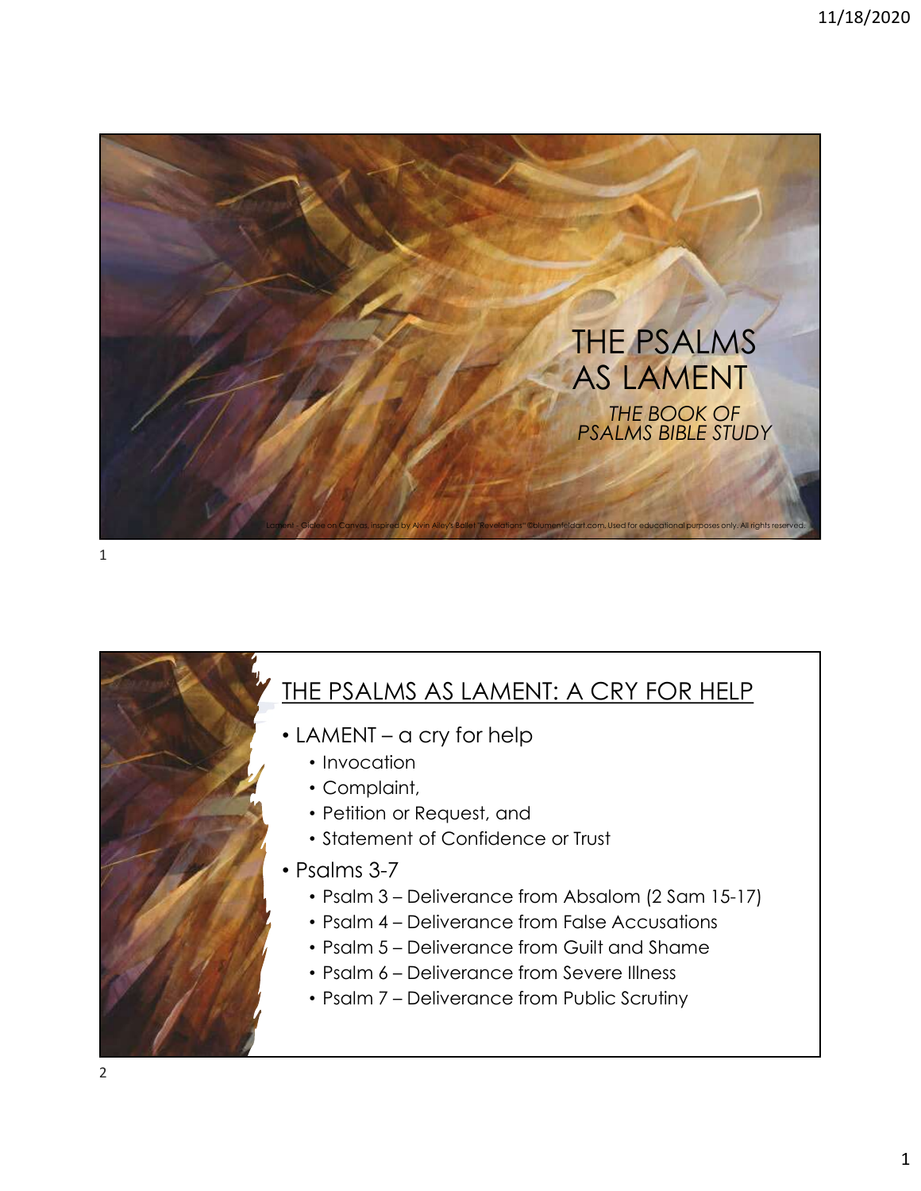# THE PSALMS AS LAMENT

*THE BOOK OF PSALMS BIBLE STUDY*

Lament - Giclee on Canvas, inspired by Alvin Ailey's Ballet "Revelations" ©blumenfeldart.com. Used for educational purposes only. All rights reserved.

## THE PSALMS AS LAMENT: A CRY FOR HELP

- LAMENT – a cry for help
  - Invocation
  - Complaint,
  - Petition or Request, and
  - Statement of Confidence or Trust
- Psalms 3-7
  - Psalm 3 – Deliverance from Absalom (2 Sam 15-17)
  - Psalm 4 – Deliverance from False Accusations
  - Psalm 5 – Deliverance from Guilt and Shame
  - Psalm 6 – Deliverance from Severe Illness
  - Psalm 7 – Deliverance from Public Scrutiny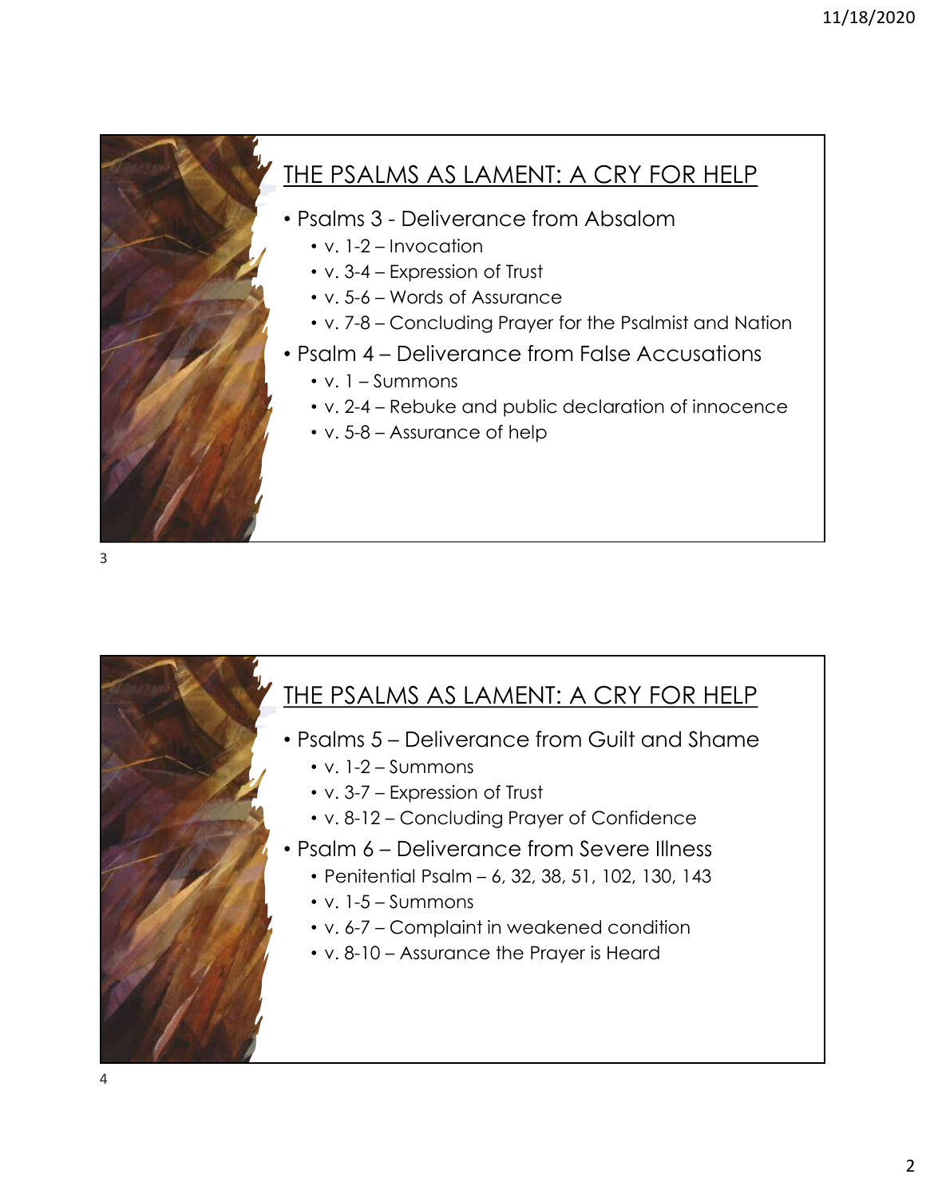## THE PSALMS AS LAMENT: A CRY FOR HELP

- Psalms 3 - Deliverance from Absalom
  - v. 1-2 – Invocation
  - v. 3-4 – Expression of Trust
  - v. 5-6 – Words of Assurance
  - v. 7-8 – Concluding Prayer for the Psalmist and Nation
- Psalm 4 – Deliverance from False Accusations
  - v. 1 – Summons
  - v. 2-4 – Rebuke and public declaration of innocence
  - v. 5-8 – Assurance of help

## THE PSALMS AS LAMENT: A CRY FOR HELP

- Psalms 5 – Deliverance from Guilt and Shame
  - v. 1-2 – Summons
  - v. 3-7 – Expression of Trust
  - v. 8-12 – Concluding Prayer of Confidence
- Psalm 6 – Deliverance from Severe Illness
  - Penitential Psalm – 6, 32, 38, 51, 102, 130, 143
  - v. 1-5 – Summons
  - v. 6-7 – Complaint in weakened condition
  - v. 8-10 – Assurance the Prayer is Heard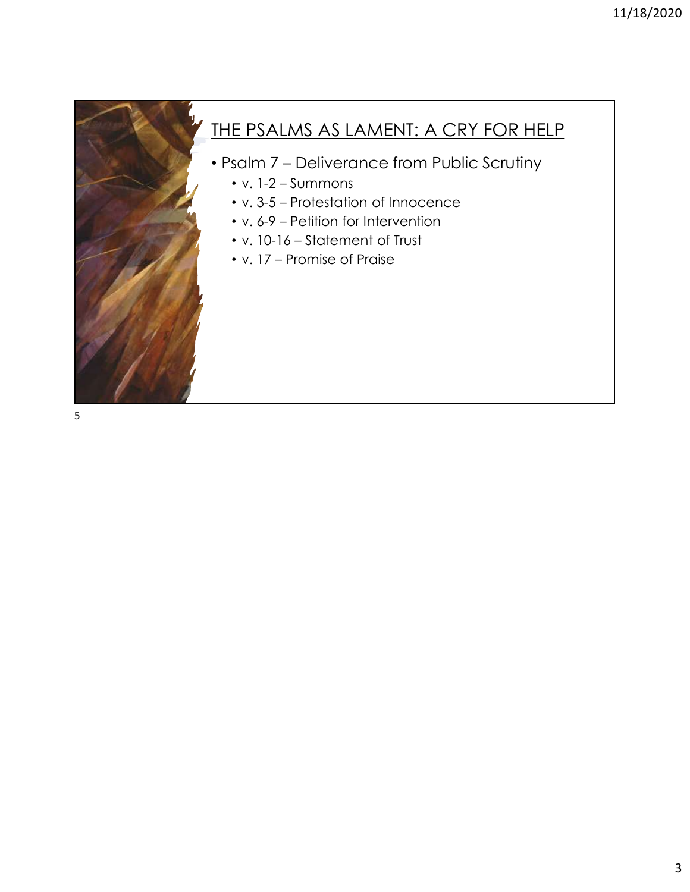## THE PSALMS AS LAMENT: A CRY FOR HELP

- Psalm 7 – Deliverance from Public Scrutiny
  - v. 1-2 – Summons
  - v. 3-5 – Protestation of Innocence
  - v. 6-9 – Petition for Intervention
  - v. 10-16 – Statement of Trust
  - v. 17 – Promise of Praise